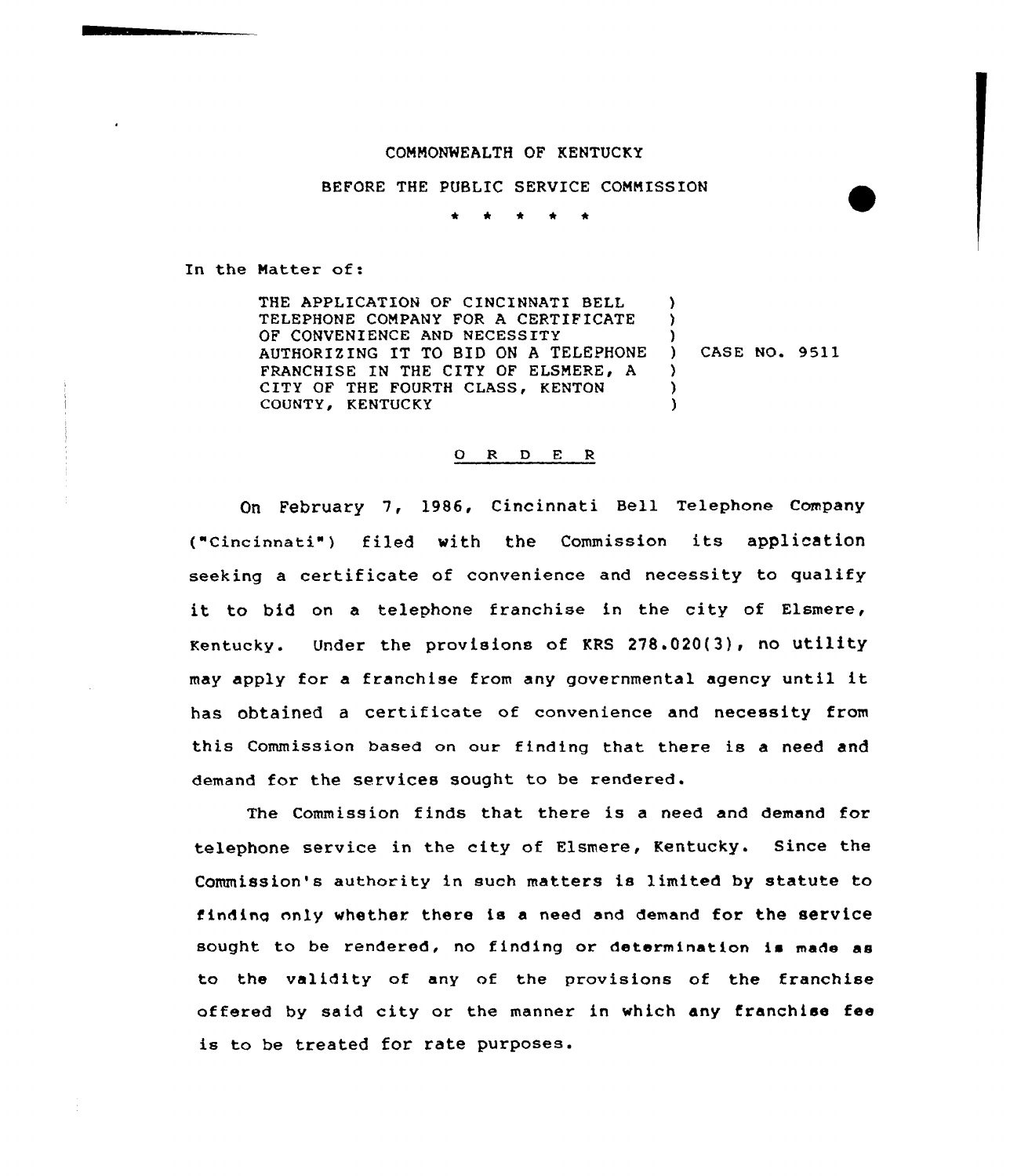COMMONWEALTH OF KENTUCKY

BEFORE THE PUBLIC SERVICE COMMISSION

\* \* \* \* \*

In the Matter of:

THE APPLICATION OF CINCINNATI BELL TELEPHONE COMPANY FOR A CERTIFICATE OF CONVENIENCE AND NECESSITY AUTHORIZING IT TO BID ON A TELEPHONE FRANCHISE IN THE CITY OF ELSMERE, A CITY OF THE FOURTH CLASS, KENTON COUNTY, KENTUCKY ) CASE NO. 9511

## O R D E R

On February 7, 1986, Cincinnati Bell Telephone Company ("Cincinnati") filed with the Commission its application seeking a certificate of convenience and necessity to qualify it to bid on a telephone franchise in the city of Elsmere, Kentucky. Under the provisions of KRS 278.020(3), no utility may apply for a franchise from any governmental agency until it has obtained a certificate of convenience and necessity from this Commission based on our finding that there is a need and demand for the services sought to be rendered.

The Commission finds that there is a need and demand for telephone service in the city of Elsmere, Kentucky. Since the Commission's authority in such matters is limited by statute to finding only whether there is a need and demand for the service sought to be rendered, no finding or determination is made as to the validity of any of the provisions of the franchise offered by said city or the manner in which any franchise fee is to be treated for rate purposes.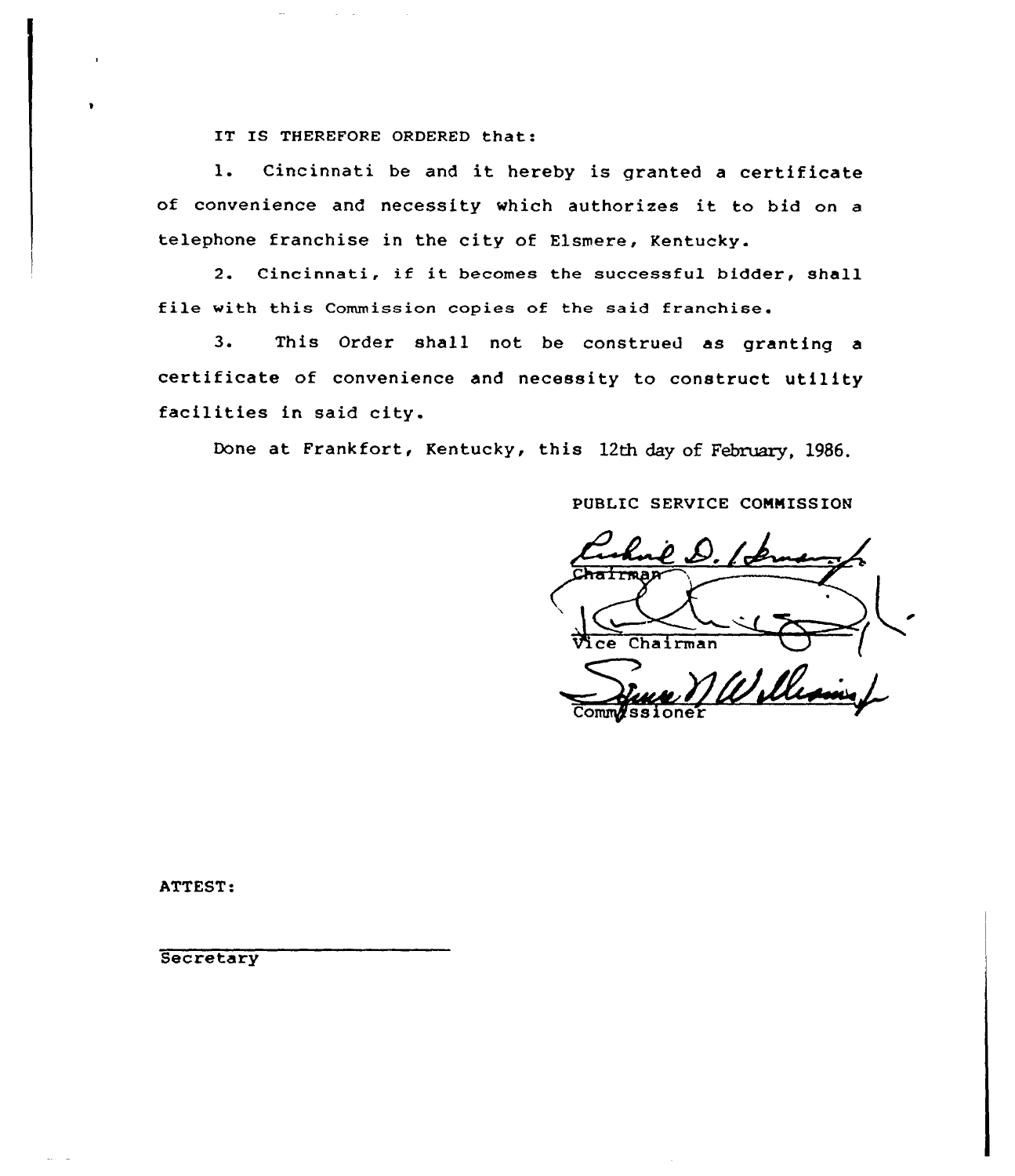IT IS THEREFORE ORDERED that:

1. Cincinnati be and it hereby is granted a certificate of convenience and necessity which authorizes it to bid on a telephone franchise in the city of Elsmere, Kentucky.

2. Cincinnati, if it becomes the successful bidder, shall file with this Commission copies of the said franchise.

3. This Order shall not be construed as granting a certificate of convenience and necessity to construct utility facilities in said city.

Done at Frankfort, Kentucky, this 12th day of February, 1986.

PUBLIC SERVICE COMMISSION

Chairman

Vice Chairman

Commissioner

ATTEST:

Secretary